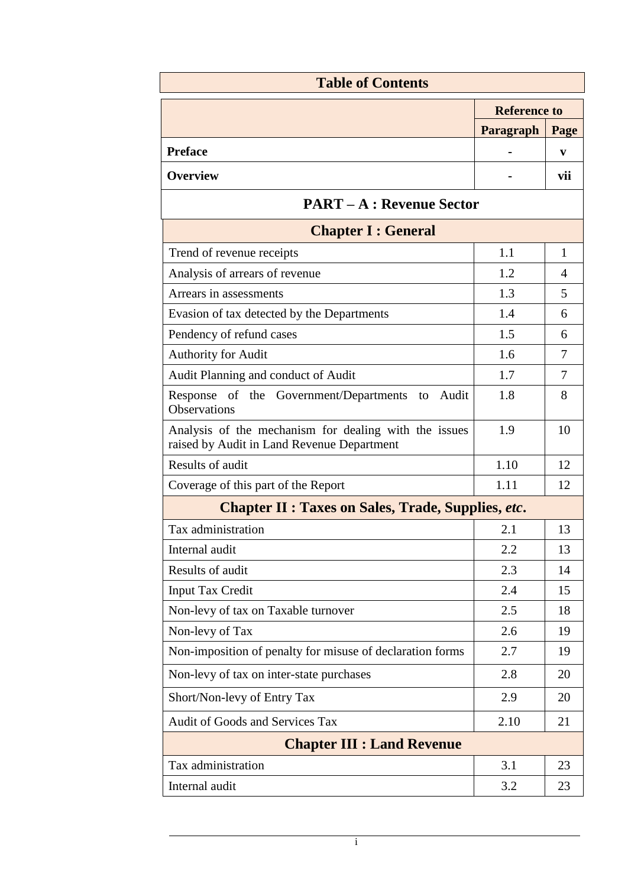# Table of Contents

| | Reference to | |
|---|---|---|
| | **Paragraph** | **Page** |
| **Preface** | - | v |
| **Overview** | - | vii |
| **PART – A : Revenue Sector** | | |
| **Chapter I : General** | | |
| Trend of revenue receipts | 1.1 | 1 |
| Analysis of arrears of revenue | 1.2 | 4 |
| Arrears in assessments | 1.3 | 5 |
| Evasion of tax detected by the Departments | 1.4 | 6 |
| Pendency of refund cases | 1.5 | 6 |
| Authority for Audit | 1.6 | 7 |
| Audit Planning and conduct of Audit | 1.7 | 7 |
| Response of the Government/Departments to Audit Observations | 1.8 | 8 |
| Analysis of the mechanism for dealing with the issues raised by Audit in Land Revenue Department | 1.9 | 10 |
| Results of audit | 1.10 | 12 |
| Coverage of this part of the Report | 1.11 | 12 |
| **Chapter II : Taxes on Sales, Trade, Supplies, *etc*.** | | |
| Tax administration | 2.1 | 13 |
| Internal audit | 2.2 | 13 |
| Results of audit | 2.3 | 14 |
| Input Tax Credit | 2.4 | 15 |
| Non-levy of tax on Taxable turnover | 2.5 | 18 |
| Non-levy of Tax | 2.6 | 19 |
| Non-imposition of penalty for misuse of declaration forms | 2.7 | 19 |
| Non-levy of tax on inter-state purchases | 2.8 | 20 |
| Short/Non-levy of Entry Tax | 2.9 | 20 |
| Audit of Goods and Services Tax | 2.10 | 21 |
| **Chapter III : Land Revenue** | | |
| Tax administration | 3.1 | 23 |
| Internal audit | 3.2 | 23 |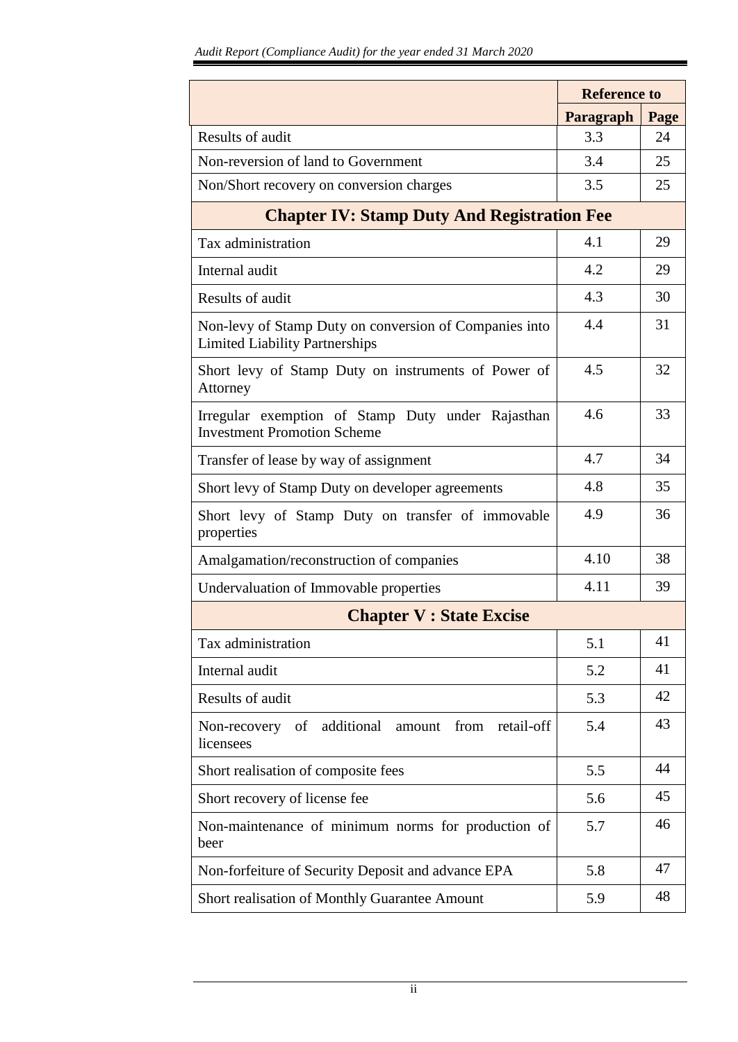| | Reference to | |
|---|---|---|
| | **Paragraph** | **Page** |
| Results of audit | 3.3 | 24 |
| Non-reversion of land to Government | 3.4 | 25 |
| Non/Short recovery on conversion charges | 3.5 | 25 |
| **Chapter IV: Stamp Duty And Registration Fee** | | |
| Tax administration | 4.1 | 29 |
| Internal audit | 4.2 | 29 |
| Results of audit | 4.3 | 30 |
| Non-levy of Stamp Duty on conversion of Companies into Limited Liability Partnerships | 4.4 | 31 |
| Short levy of Stamp Duty on instruments of Power of Attorney | 4.5 | 32 |
| Irregular exemption of Stamp Duty under Rajasthan Investment Promotion Scheme | 4.6 | 33 |
| Transfer of lease by way of assignment | 4.7 | 34 |
| Short levy of Stamp Duty on developer agreements | 4.8 | 35 |
| Short levy of Stamp Duty on transfer of immovable properties | 4.9 | 36 |
| Amalgamation/reconstruction of companies | 4.10 | 38 |
| Undervaluation of Immovable properties | 4.11 | 39 |
| **Chapter V : State Excise** | | |
| Tax administration | 5.1 | 41 |
| Internal audit | 5.2 | 41 |
| Results of audit | 5.3 | 42 |
| Non-recovery of additional amount from retail-off licensees | 5.4 | 43 |
| Short realisation of composite fees | 5.5 | 44 |
| Short recovery of license fee | 5.6 | 45 |
| Non-maintenance of minimum norms for production of beer | 5.7 | 46 |
| Non-forfeiture of Security Deposit and advance EPA | 5.8 | 47 |
| Short realisation of Monthly Guarantee Amount | 5.9 | 48 |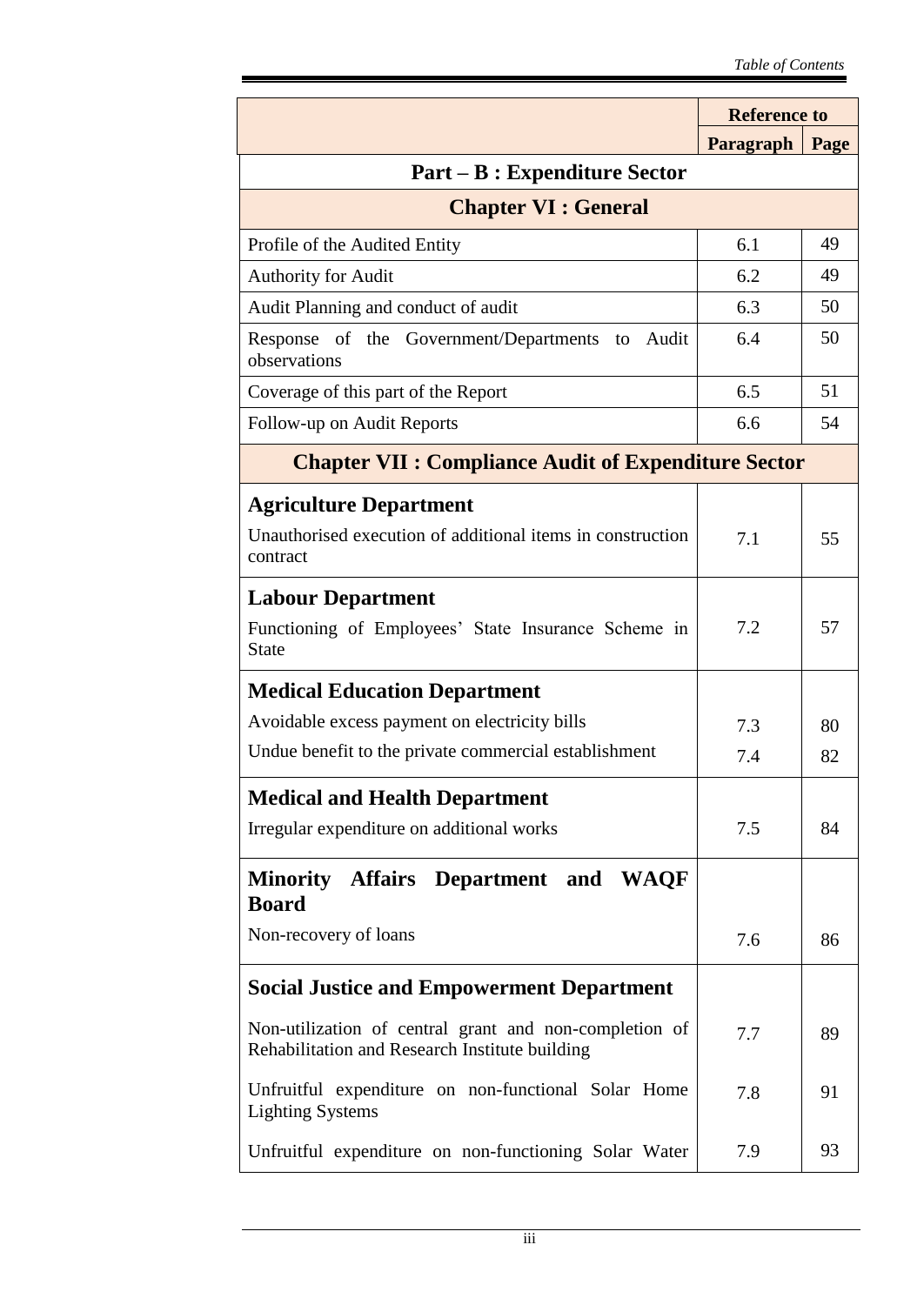| | Reference to | |
|---|---|---|
| | **Paragraph** | **Page** |
| **Part – B : Expenditure Sector** | | |
| **Chapter VI : General** | | |
| Profile of the Audited Entity | 6.1 | 49 |
| Authority for Audit | 6.2 | 49 |
| Audit Planning and conduct of audit | 6.3 | 50 |
| Response of the Government/Departments to Audit observations | 6.4 | 50 |
| Coverage of this part of the Report | 6.5 | 51 |
| Follow-up on Audit Reports | 6.6 | 54 |
| **Chapter VII : Compliance Audit of Expenditure Sector** | | |
| **Agriculture Department** | | |
| Unauthorised execution of additional items in construction contract | 7.1 | 55 |
| **Labour Department** | | |
| Functioning of Employees' State Insurance Scheme in State | 7.2 | 57 |
| **Medical Education Department** | | |
| Avoidable excess payment on electricity bills | 7.3 | 80 |
| Undue benefit to the private commercial establishment | 7.4 | 82 |
| **Medical and Health Department** | | |
| Irregular expenditure on additional works | 7.5 | 84 |
| **Minority Affairs Department and WAQF Board** | | |
| Non-recovery of loans | 7.6 | 86 |
| **Social Justice and Empowerment Department** | | |
| Non-utilization of central grant and non-completion of Rehabilitation and Research Institute building | 7.7 | 89 |
| Unfruitful expenditure on non-functional Solar Home Lighting Systems | 7.8 | 91 |
| Unfruitful expenditure on non-functioning Solar Water | 7.9 | 93 |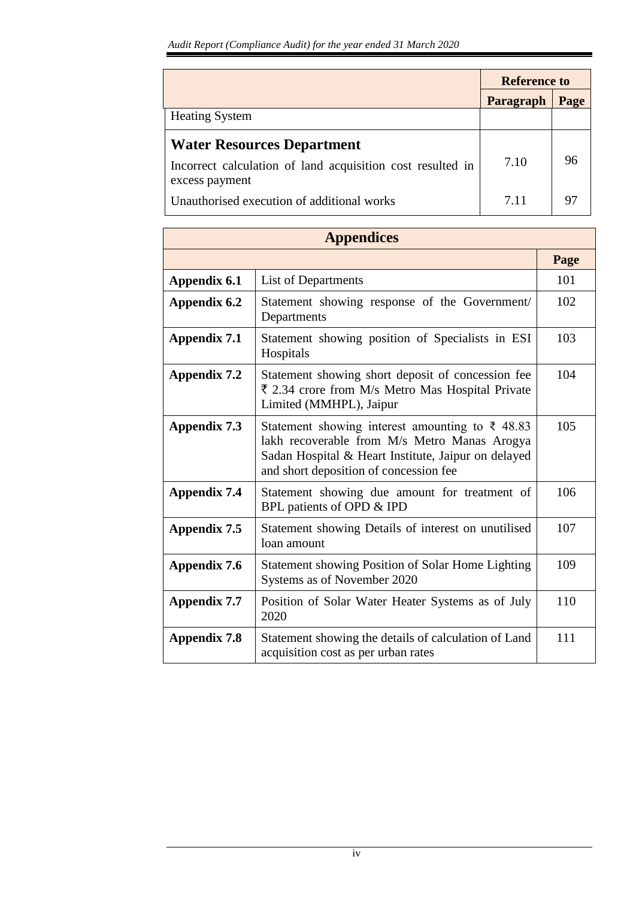| | Reference to | |
|---|---|---|
| | **Paragraph** | **Page** |
| Heating System | | |
| **Water Resources Department** | | |
| Incorrect calculation of land acquisition cost resulted in excess payment | 7.10 | 96 |
| Unauthorised execution of additional works | 7.11 | 97 |

| **Appendices** | | |
|---|---|---|
| | | **Page** |
| **Appendix 6.1** | List of Departments | 101 |
| **Appendix 6.2** | Statement showing response of the Government/ Departments | 102 |
| **Appendix 7.1** | Statement showing position of Specialists in ESI Hospitals | 103 |
| **Appendix 7.2** | Statement showing short deposit of concession fee ₹ 2.34 crore from M/s Metro Mas Hospital Private Limited (MMHPL), Jaipur | 104 |
| **Appendix 7.3** | Statement showing interest amounting to ₹ 48.83 lakh recoverable from M/s Metro Manas Arogya Sadan Hospital & Heart Institute, Jaipur on delayed and short deposition of concession fee | 105 |
| **Appendix 7.4** | Statement showing due amount for treatment of BPL patients of OPD & IPD | 106 |
| **Appendix 7.5** | Statement showing Details of interest on unutilised loan amount | 107 |
| **Appendix 7.6** | Statement showing Position of Solar Home Lighting Systems as of November 2020 | 109 |
| **Appendix 7.7** | Position of Solar Water Heater Systems as of July 2020 | 110 |
| **Appendix 7.8** | Statement showing the details of calculation of Land acquisition cost as per urban rates | 111 |